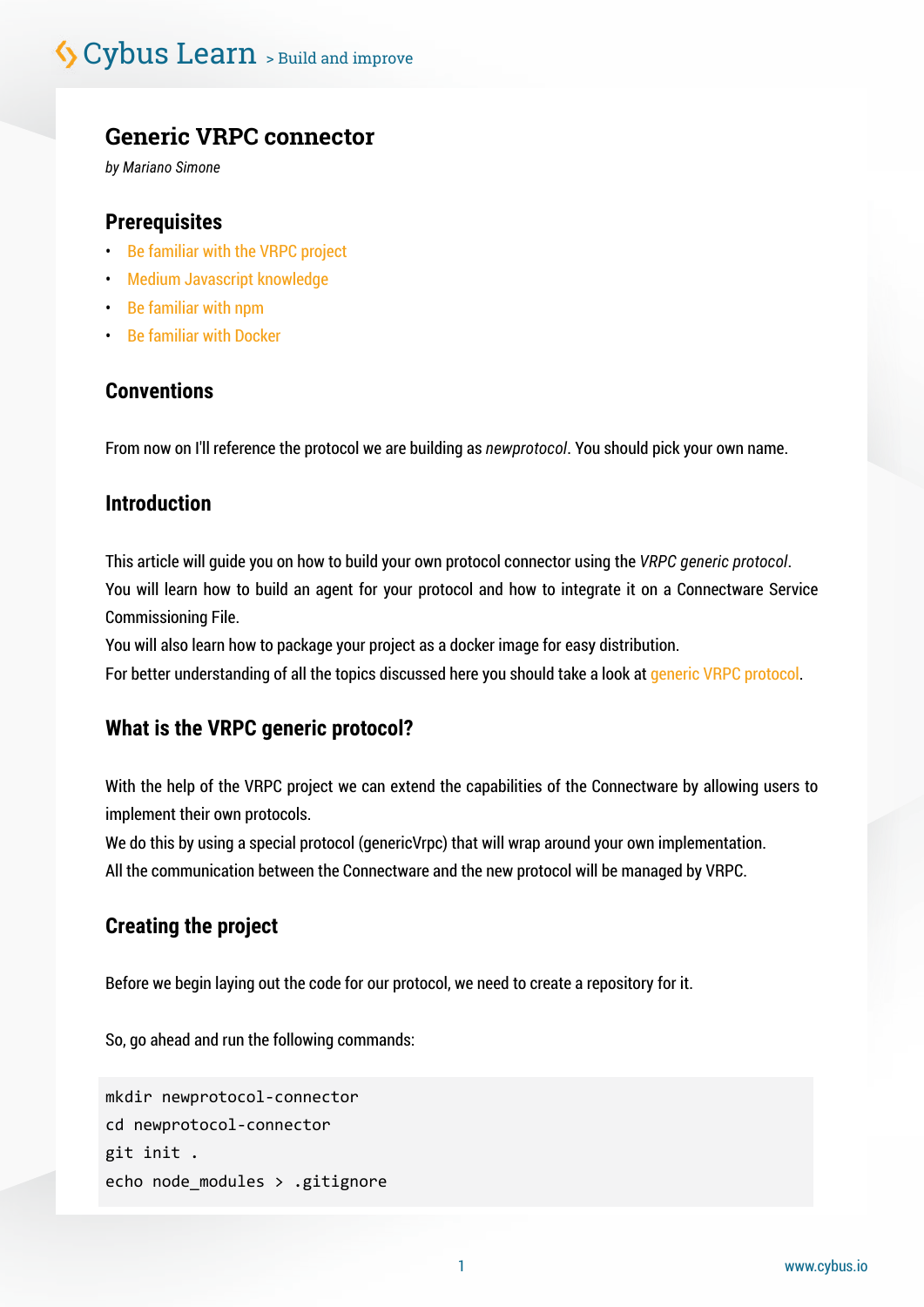# Generic VRPC connector

*by Mariano Simone*

## Prerequisites

- Be familiar with the VRPC project
- Medium Javascript knowledge
- Be familiar with npm
- Be familiar with Docker

## Conventions

From now on I'll reference the protocol we are building as *newprotocol*. You should pick your own name.

## Introduction

This article will guide you on how to build your own protocol connector using the *VRPC generic protocol*.
You will learn how to build an agent for your protocol and how to integrate it on a Connectware Service Commissioning File.
You will also learn how to package your project as a docker image for easy distribution.
For better understanding of all the topics discussed here you should take a look at generic VRPC protocol.

## What is the VRPC generic protocol?

With the help of the VRPC project we can extend the capabilities of the Connectware by allowing users to implement their own protocols.
We do this by using a special protocol (genericVrpc) that will wrap around your own implementation.
All the communication between the Connectware and the new protocol will be managed by VRPC.

## Creating the project

Before we begin laying out the code for our protocol, we need to create a repository for it.

So, go ahead and run the following commands:

```
mkdir newprotocol-connector
cd newprotocol-connector
git init .
echo node_modules > .gitignore
```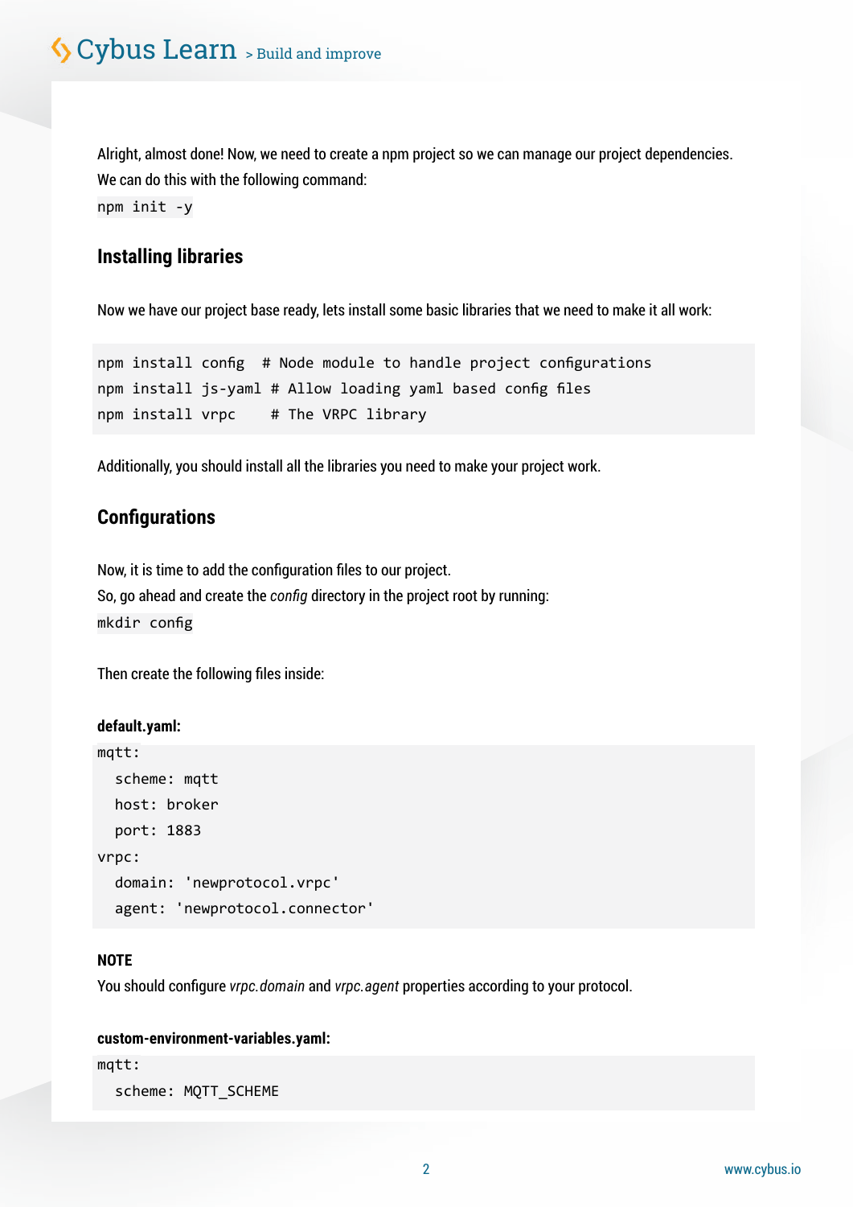Alright, almost done! Now, we need to create a npm project so we can manage our project dependencies. We can do this with the following command:

`npm init -y`

## Installing libraries

Now we have our project base ready, lets install some basic libraries that we need to make it all work:

```
npm install config  # Node module to handle project configurations
npm install js-yaml # Allow loading yaml based config files
npm install vrpc    # The VRPC library
```

Additionally, you should install all the libraries you need to make your project work.

## Configurations

Now, it is time to add the configuration files to our project.
So, go ahead and create the *config* directory in the project root by running:

`mkdir config`

Then create the following files inside:

**default.yaml:**

```
mqtt:
  scheme: mqtt
  host: broker
  port: 1883
vrpc:
  domain: 'newprotocol.vrpc'
  agent: 'newprotocol.connector'
```

**NOTE**

You should configure *vrpc.domain* and *vrpc.agent* properties according to your protocol.

**custom-environment-variables.yaml:**

```
mqtt:
  scheme: MQTT_SCHEME
```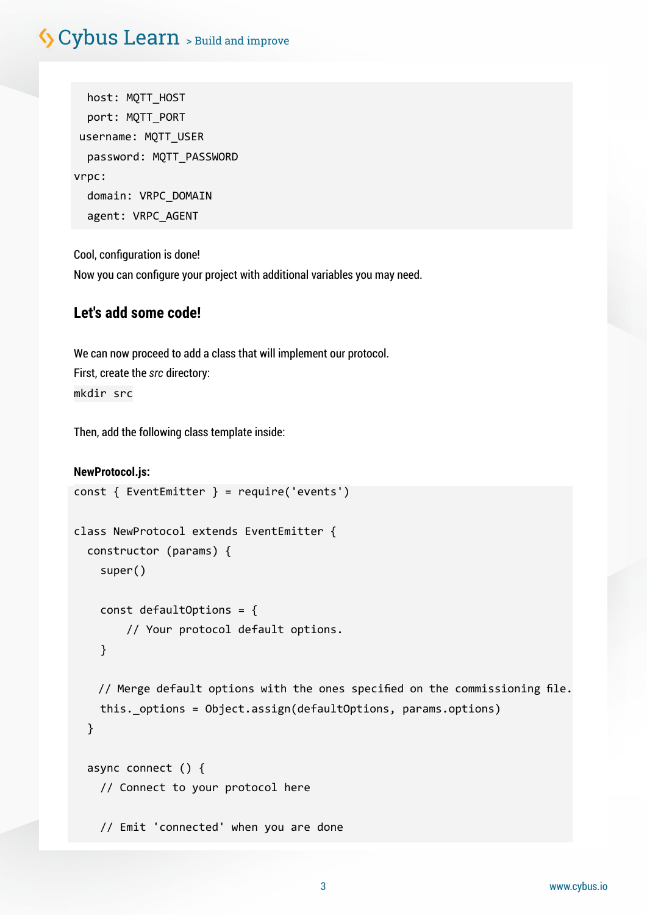```
  host: MQTT_HOST
  port: MQTT_PORT
 username: MQTT_USER
  password: MQTT_PASSWORD
vrpc:
  domain: VRPC_DOMAIN
  agent: VRPC_AGENT
```

Cool, configuration is done!
Now you can configure your project with additional variables you may need.

## Let's add some code!

We can now proceed to add a class that will implement our protocol.
First, create the *src* directory:
`mkdir src`

Then, add the following class template inside:

**NewProtocol.js:**

```
const { EventEmitter } = require('events')

class NewProtocol extends EventEmitter {
  constructor (params) {
    super()

    const defaultOptions = {
        // Your protocol default options.
    }

    // Merge default options with the ones specified on the commissioning file.
    this._options = Object.assign(defaultOptions, params.options)
  }

  async connect () {
    // Connect to your protocol here

    // Emit 'connected' when you are done
```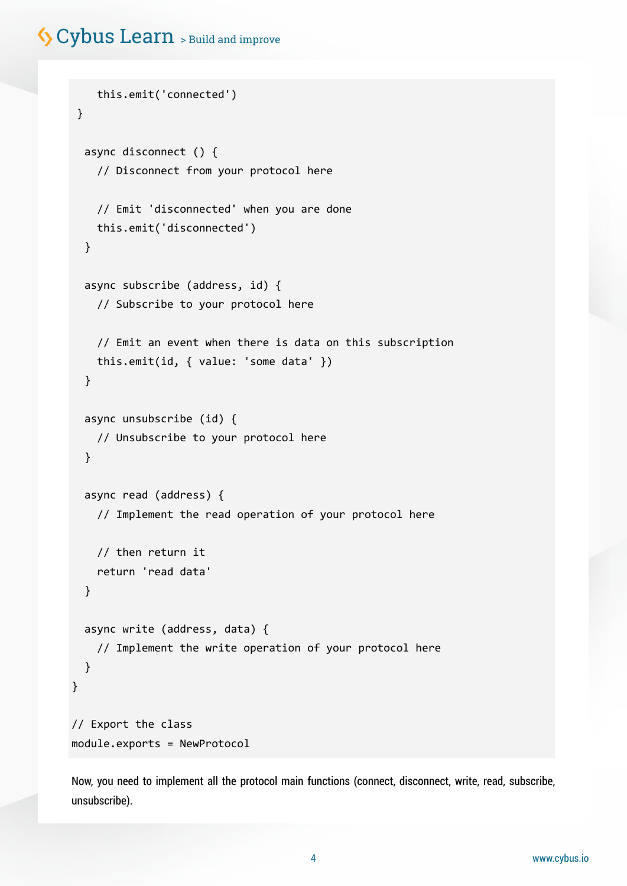```
    this.emit('connected')
 }

  async disconnect () {
    // Disconnect from your protocol here

    // Emit 'disconnected' when you are done
    this.emit('disconnected')
  }

  async subscribe (address, id) {
    // Subscribe to your protocol here

    // Emit an event when there is data on this subscription
    this.emit(id, { value: 'some data' })
  }

  async unsubscribe (id) {
    // Unsubscribe to your protocol here
  }

  async read (address) {
    // Implement the read operation of your protocol here

    // then return it
    return 'read data'
  }

  async write (address, data) {
    // Implement the write operation of your protocol here
  }
}

// Export the class
module.exports = NewProtocol
```

Now, you need to implement all the protocol main functions (connect, disconnect, write, read, subscribe, unsubscribe).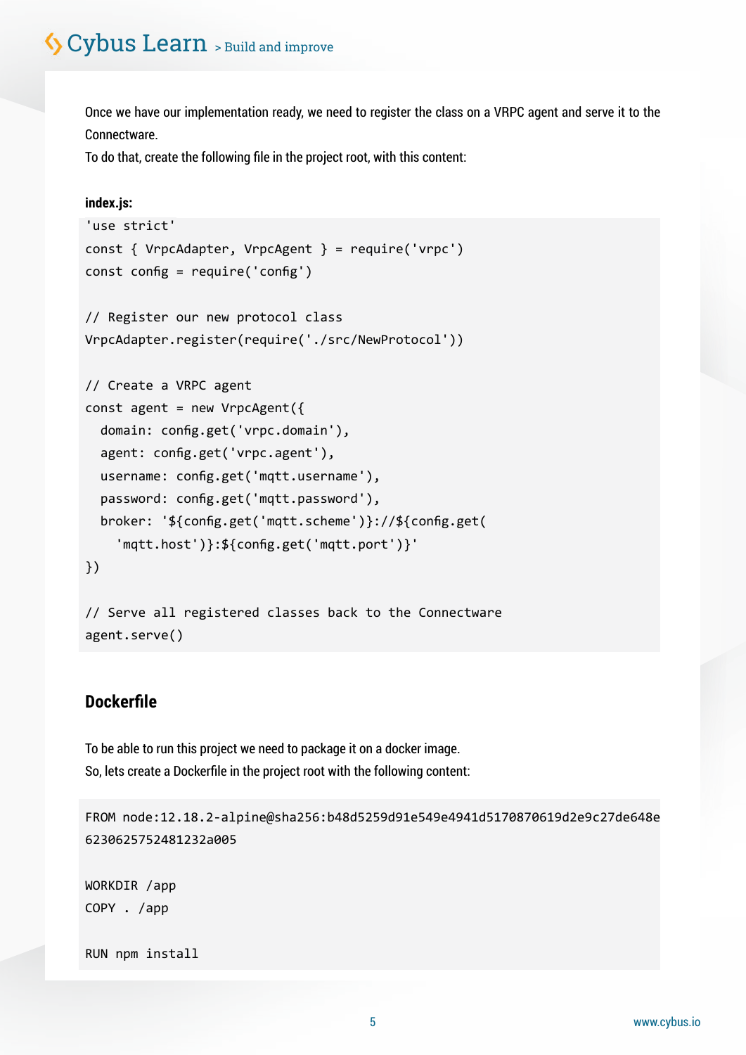Once we have our implementation ready, we need to register the class on a VRPC agent and serve it to the Connectware.
To do that, create the following file in the project root, with this content:

**index.js:**

```
'use strict'
const { VrpcAdapter, VrpcAgent } = require('vrpc')
const config = require('config')

// Register our new protocol class
VrpcAdapter.register(require('./src/NewProtocol'))

// Create a VRPC agent
const agent = new VrpcAgent({
  domain: config.get('vrpc.domain'),
  agent: config.get('vrpc.agent'),
  username: config.get('mqtt.username'),
  password: config.get('mqtt.password'),
  broker: '${config.get('mqtt.scheme')}://${config.get(
    'mqtt.host')}:${config.get('mqtt.port')}'
})

// Serve all registered classes back to the Connectware
agent.serve()
```

## Dockerfile

To be able to run this project we need to package it on a docker image.
So, lets create a Dockerfile in the project root with the following content:

```
FROM node:12.18.2-alpine@sha256:b48d5259d91e549e4941d5170870619d2e9c27de648e
6230625752481232a005

WORKDIR /app
COPY . /app

RUN npm install
```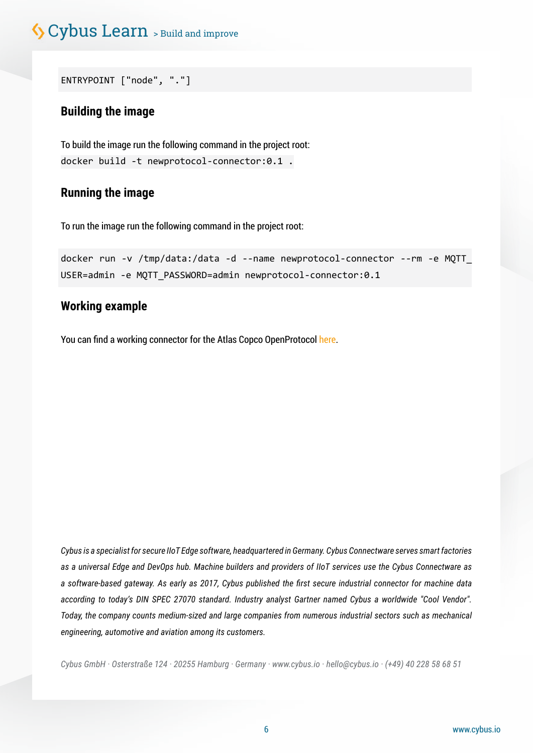```
ENTRYPOINT ["node", "."]
```

### Building the image

To build the image run the following command in the project root:

`docker build -t newprotocol-connector:0.1 .`

### Running the image

To run the image run the following command in the project root:

```
docker run -v /tmp/data:/data -d --name newprotocol-connector --rm -e MQTT_USER=admin -e MQTT_PASSWORD=admin newprotocol-connector:0.1
```

### Working example

You can find a working connector for the Atlas Copco OpenProtocol here.

*Cybus is a specialist for secure IIoT Edge software, headquartered in Germany. Cybus Connectware serves smart factories as a universal Edge and DevOps hub. Machine builders and providers of IIoT services use the Cybus Connectware as a software-based gateway. As early as 2017, Cybus published the first secure industrial connector for machine data according to today's DIN SPEC 27070 standard. Industry analyst Gartner named Cybus a worldwide "Cool Vendor". Today, the company counts medium-sized and large companies from numerous industrial sectors such as mechanical engineering, automotive and aviation among its customers.*

*Cybus GmbH · Osterstraße 124 · 20255 Hamburg · Germany · www.cybus.io · hello@cybus.io · (+49) 40 228 58 68 51*